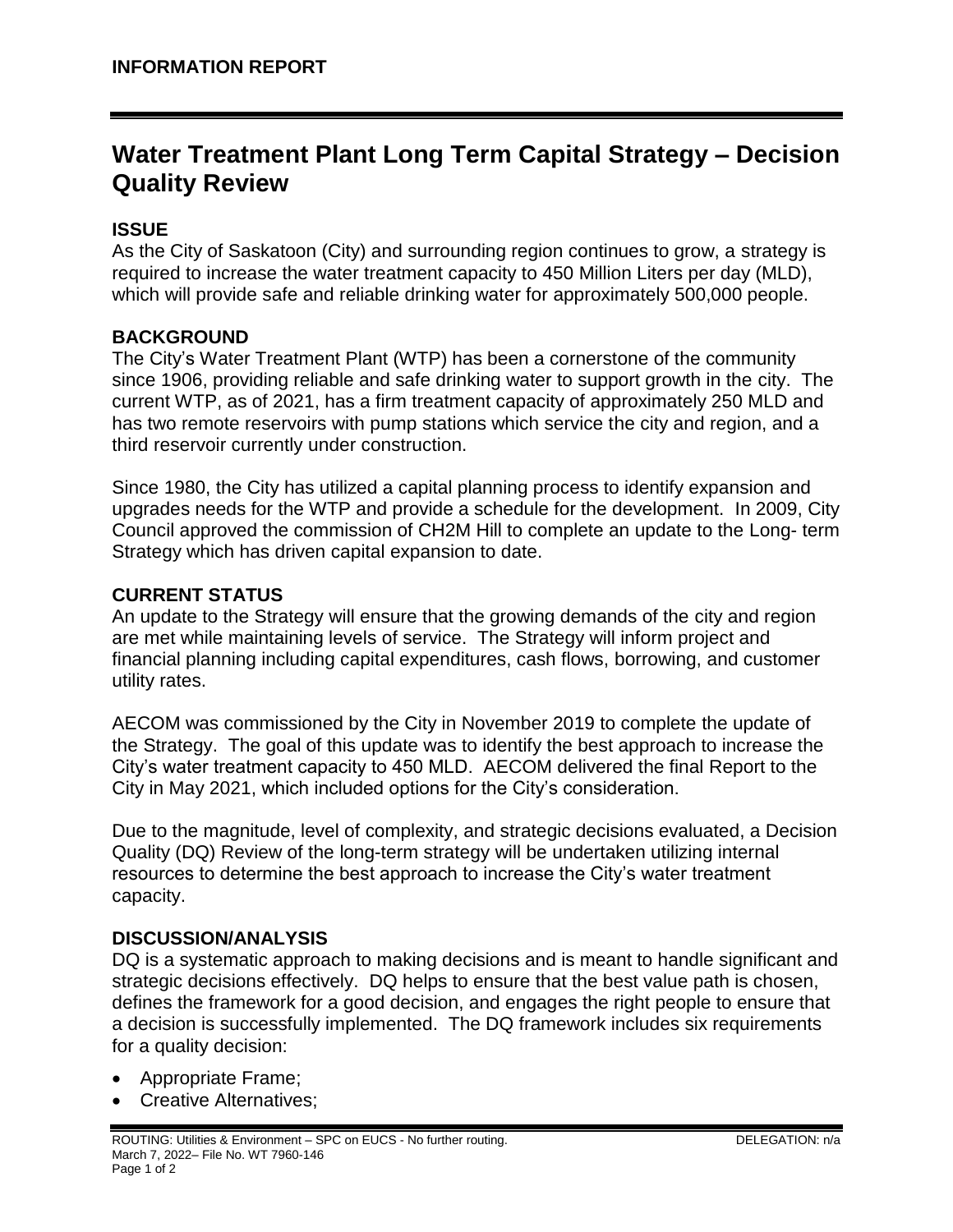**INFORMATION REPORT**

# Water Treatment Plant Long Term Capital Strategy – Decision Quality Review

## ISSUE

As the City of Saskatoon (City) and surrounding region continues to grow, a strategy is required to increase the water treatment capacity to 450 Million Liters per day (MLD), which will provide safe and reliable drinking water for approximately 500,000 people.

## BACKGROUND

The City's Water Treatment Plant (WTP) has been a cornerstone of the community since 1906, providing reliable and safe drinking water to support growth in the city. The current WTP, as of 2021, has a firm treatment capacity of approximately 250 MLD and has two remote reservoirs with pump stations which service the city and region, and a third reservoir currently under construction.

Since 1980, the City has utilized a capital planning process to identify expansion and upgrades needs for the WTP and provide a schedule for the development. In 2009, City Council approved the commission of CH2M Hill to complete an update to the Long- term Strategy which has driven capital expansion to date.

## CURRENT STATUS

An update to the Strategy will ensure that the growing demands of the city and region are met while maintaining levels of service. The Strategy will inform project and financial planning including capital expenditures, cash flows, borrowing, and customer utility rates.

AECOM was commissioned by the City in November 2019 to complete the update of the Strategy. The goal of this update was to identify the best approach to increase the City's water treatment capacity to 450 MLD. AECOM delivered the final Report to the City in May 2021, which included options for the City's consideration.

Due to the magnitude, level of complexity, and strategic decisions evaluated, a Decision Quality (DQ) Review of the long-term strategy will be undertaken utilizing internal resources to determine the best approach to increase the City's water treatment capacity.

## DISCUSSION/ANALYSIS

DQ is a systematic approach to making decisions and is meant to handle significant and strategic decisions effectively. DQ helps to ensure that the best value path is chosen, defines the framework for a good decision, and engages the right people to ensure that a decision is successfully implemented. The DQ framework includes six requirements for a quality decision:

- Appropriate Frame;
- Creative Alternatives;

ROUTING: Utilities & Environment – SPC on EUCS - No further routing. DELEGATION: n/a
March 7, 2022– File No. WT 7960-146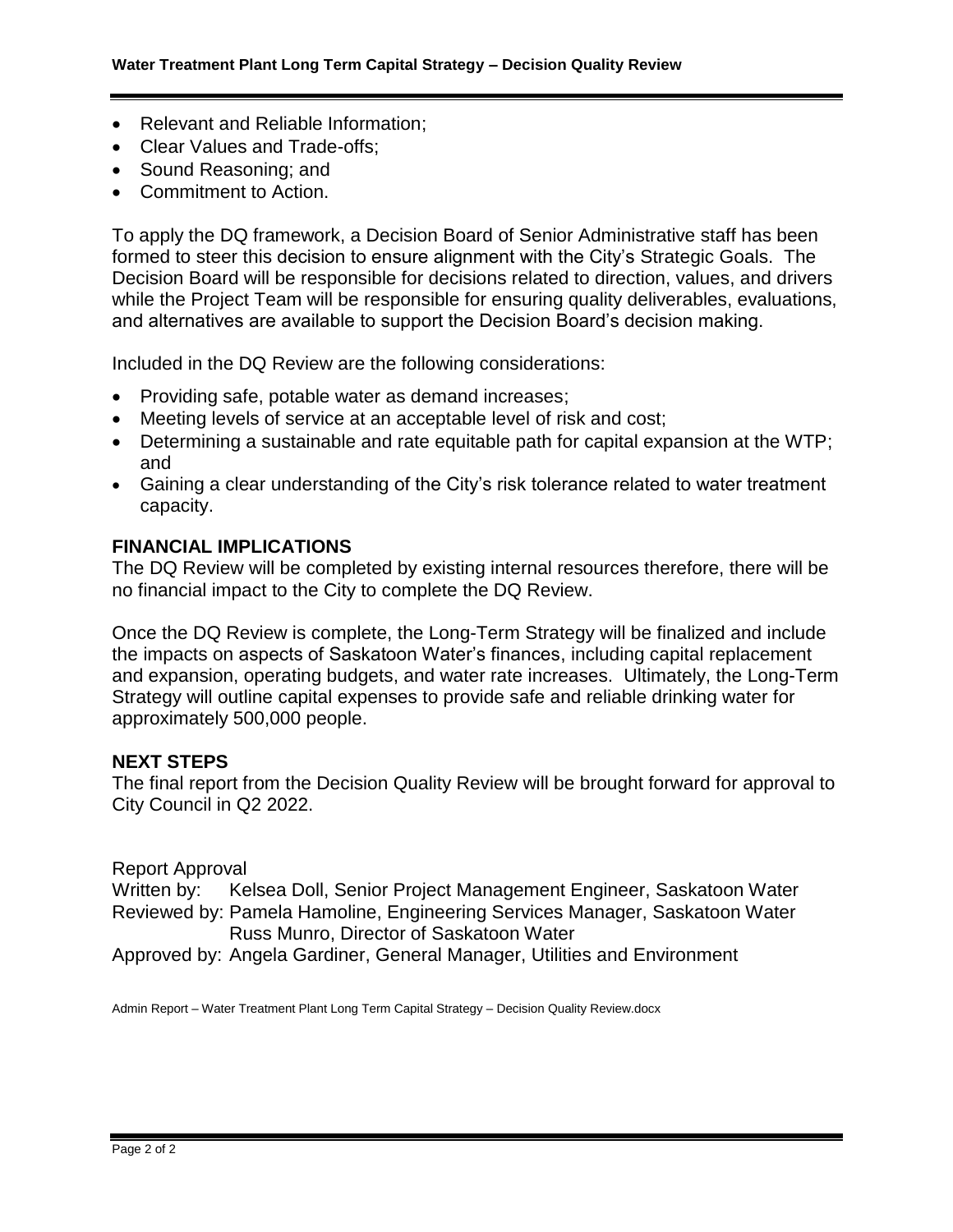- Relevant and Reliable Information;
- Clear Values and Trade-offs;
- Sound Reasoning; and
- Commitment to Action.

To apply the DQ framework, a Decision Board of Senior Administrative staff has been formed to steer this decision to ensure alignment with the City's Strategic Goals. The Decision Board will be responsible for decisions related to direction, values, and drivers while the Project Team will be responsible for ensuring quality deliverables, evaluations, and alternatives are available to support the Decision Board's decision making.

Included in the DQ Review are the following considerations:

- Providing safe, potable water as demand increases;
- Meeting levels of service at an acceptable level of risk and cost;
- Determining a sustainable and rate equitable path for capital expansion at the WTP; and
- Gaining a clear understanding of the City's risk tolerance related to water treatment capacity.

## FINANCIAL IMPLICATIONS

The DQ Review will be completed by existing internal resources therefore, there will be no financial impact to the City to complete the DQ Review.

Once the DQ Review is complete, the Long-Term Strategy will be finalized and include the impacts on aspects of Saskatoon Water's finances, including capital replacement and expansion, operating budgets, and water rate increases. Ultimately, the Long-Term Strategy will outline capital expenses to provide safe and reliable drinking water for approximately 500,000 people.

## NEXT STEPS

The final report from the Decision Quality Review will be brought forward for approval to City Council in Q2 2022.

Report Approval
Written by: Kelsea Doll, Senior Project Management Engineer, Saskatoon Water
Reviewed by: Pamela Hamoline, Engineering Services Manager, Saskatoon Water
Russ Munro, Director of Saskatoon Water
Approved by: Angela Gardiner, General Manager, Utilities and Environment

Admin Report – Water Treatment Plant Long Term Capital Strategy – Decision Quality Review.docx